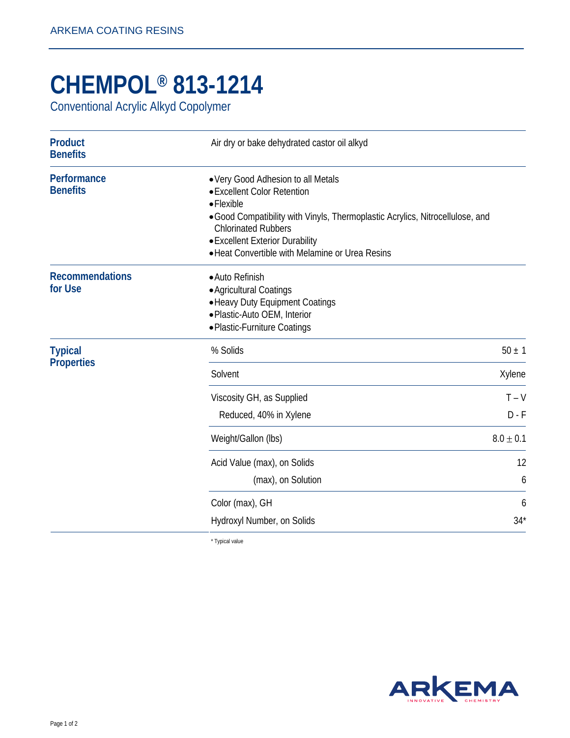# CHEMPOL® 813-1214

Conventional Acrylic Alkyd Copolymer

## Product Benefits

Air dry or bake dehydrated castor oil alkyd

## Performance Benefits

- Very Good Adhesion to all Metals
- Excellent Color Retention
- Flexible
- Good Compatibility with Vinyls, Thermoplastic Acrylics, Nitrocellulose, and Chlorinated Rubbers
- Excellent Exterior Durability
- Heat Convertible with Melamine or Urea Resins

## Recommendations for Use

- Auto Refinish
- Agricultural Coatings
- Heavy Duty Equipment Coatings
- Plastic-Auto OEM, Interior
- Plastic-Furniture Coatings

## Typical Properties

| Property | Value |
|---|---|
| % Solids | 50 ± 1 |
| Solvent | Xylene |
| Viscosity GH, as Supplied | T – V |
| Reduced, 40% in Xylene | D - F |
| Weight/Gallon (lbs) | 8.0 ± 0.1 |
| Acid Value (max), on Solids | 12 |
| (max), on Solution | 6 |
| Color (max), GH | 6 |
| Hydroxyl Number, on Solids | 34* |

* Typical value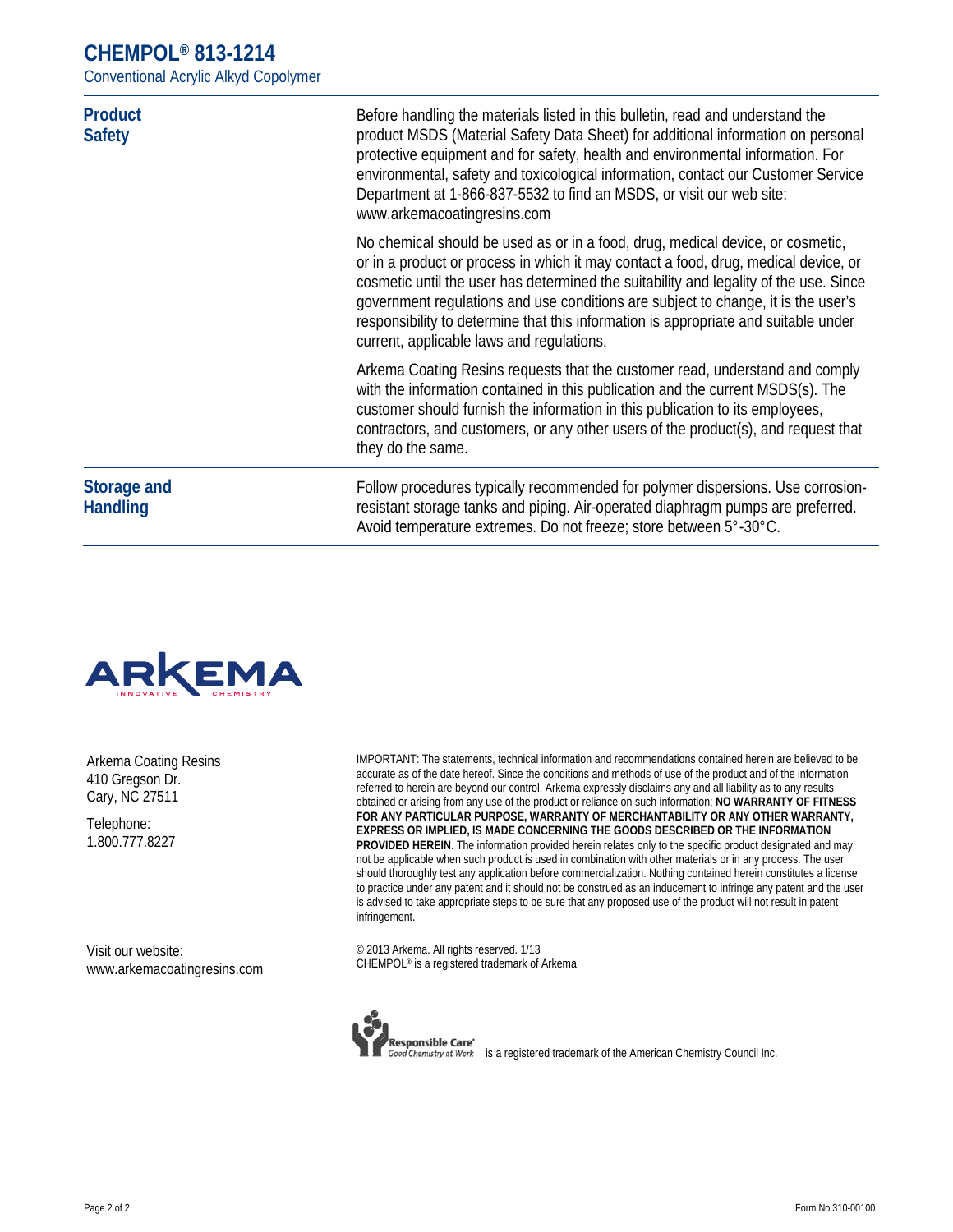# CHEMPOL® 813-1214

Conventional Acrylic Alkyd Copolymer

## Product Safety

Before handling the materials listed in this bulletin, read and understand the product MSDS (Material Safety Data Sheet) for additional information on personal protective equipment and for safety, health and environmental information. For environmental, safety and toxicological information, contact our Customer Service Department at 1-866-837-5532 to find an MSDS, or visit our web site: www.arkemacoatingresins.com

No chemical should be used as or in a food, drug, medical device, or cosmetic, or in a product or process in which it may contact a food, drug, medical device, or cosmetic until the user has determined the suitability and legality of the use. Since government regulations and use conditions are subject to change, it is the user's responsibility to determine that this information is appropriate and suitable under current, applicable laws and regulations.

Arkema Coating Resins requests that the customer read, understand and comply with the information contained in this publication and the current MSDS(s). The customer should furnish the information in this publication to its employees, contractors, and customers, or any other users of the product(s), and request that they do the same.

## Storage and Handling

Follow procedures typically recommended for polymer dispersions. Use corrosion-resistant storage tanks and piping. Air-operated diaphragm pumps are preferred. Avoid temperature extremes. Do not freeze; store between 5°-30°C.

ARKEMA
INNOVATIVE CHEMISTRY

Arkema Coating Resins
410 Gregson Dr.
Cary, NC 27511

Telephone:
1.800.777.8227

Visit our website:
www.arkemacoatingresins.com

IMPORTANT: The statements, technical information and recommendations contained herein are believed to be accurate as of the date hereof. Since the conditions and methods of use of the product and of the information referred to herein are beyond our control, Arkema expressly disclaims any and all liability as to any results obtained or arising from any use of the product or reliance on such information; **NO WARRANTY OF FITNESS FOR ANY PARTICULAR PURPOSE, WARRANTY OF MERCHANTABILITY OR ANY OTHER WARRANTY, EXPRESS OR IMPLIED, IS MADE CONCERNING THE GOODS DESCRIBED OR THE INFORMATION PROVIDED HEREIN**. The information provided herein relates only to the specific product designated and may not be applicable when such product is used in combination with other materials or in any process. The user should thoroughly test any application before commercialization. Nothing contained herein constitutes a license to practice under any patent and it should not be construed as an inducement to infringe any patent and the user is advised to take appropriate steps to be sure that any proposed use of the product will not result in patent infringement.

© 2013 Arkema. All rights reserved. 1/13
CHEMPOL® is a registered trademark of Arkema

Responsible Care® Good Chemistry at Work is a registered trademark of the American Chemistry Council Inc.

Form No 310-00100